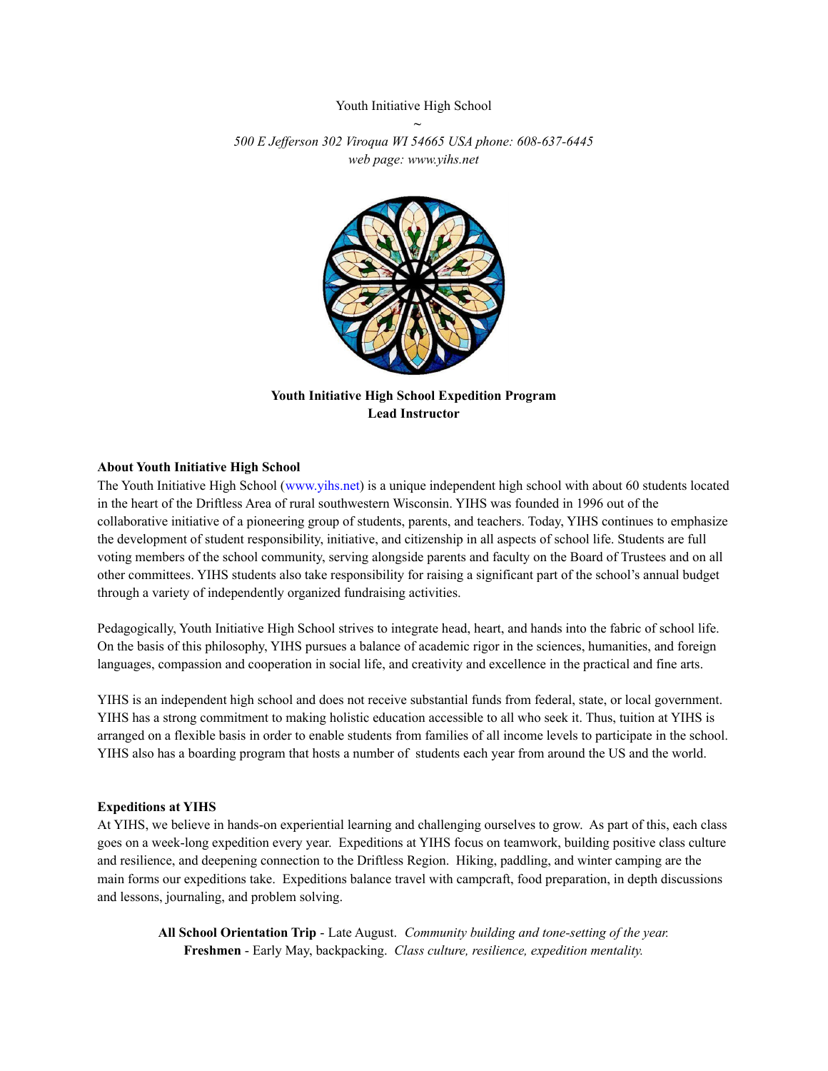Youth Initiative High School

~

*500 E Jefferson 302 Viroqua WI 54665 USA phone: 608-637-6445*
*web page: www.yihs.net*

**Youth Initiative High School Expedition Program**
**Lead Instructor**

**About Youth Initiative High School**

The Youth Initiative High School (www.yihs.net) is a unique independent high school with about 60 students located in the heart of the Driftless Area of rural southwestern Wisconsin. YIHS was founded in 1996 out of the collaborative initiative of a pioneering group of students, parents, and teachers. Today, YIHS continues to emphasize the development of student responsibility, initiative, and citizenship in all aspects of school life. Students are full voting members of the school community, serving alongside parents and faculty on the Board of Trustees and on all other committees. YIHS students also take responsibility for raising a significant part of the school's annual budget through a variety of independently organized fundraising activities.

Pedagogically, Youth Initiative High School strives to integrate head, heart, and hands into the fabric of school life. On the basis of this philosophy, YIHS pursues a balance of academic rigor in the sciences, humanities, and foreign languages, compassion and cooperation in social life, and creativity and excellence in the practical and fine arts.

YIHS is an independent high school and does not receive substantial funds from federal, state, or local government. YIHS has a strong commitment to making holistic education accessible to all who seek it. Thus, tuition at YIHS is arranged on a flexible basis in order to enable students from families of all income levels to participate in the school. YIHS also has a boarding program that hosts a number of students each year from around the US and the world.

**Expeditions at YIHS**

At YIHS, we believe in hands-on experiential learning and challenging ourselves to grow. As part of this, each class goes on a week-long expedition every year. Expeditions at YIHS focus on teamwork, building positive class culture and resilience, and deepening connection to the Driftless Region. Hiking, paddling, and winter camping are the main forms our expeditions take. Expeditions balance travel with campcraft, food preparation, in depth discussions and lessons, journaling, and problem solving.

**All School Orientation Trip** - Late August. *Community building and tone-setting of the year.*
**Freshmen** - Early May, backpacking. *Class culture, resilience, expedition mentality.*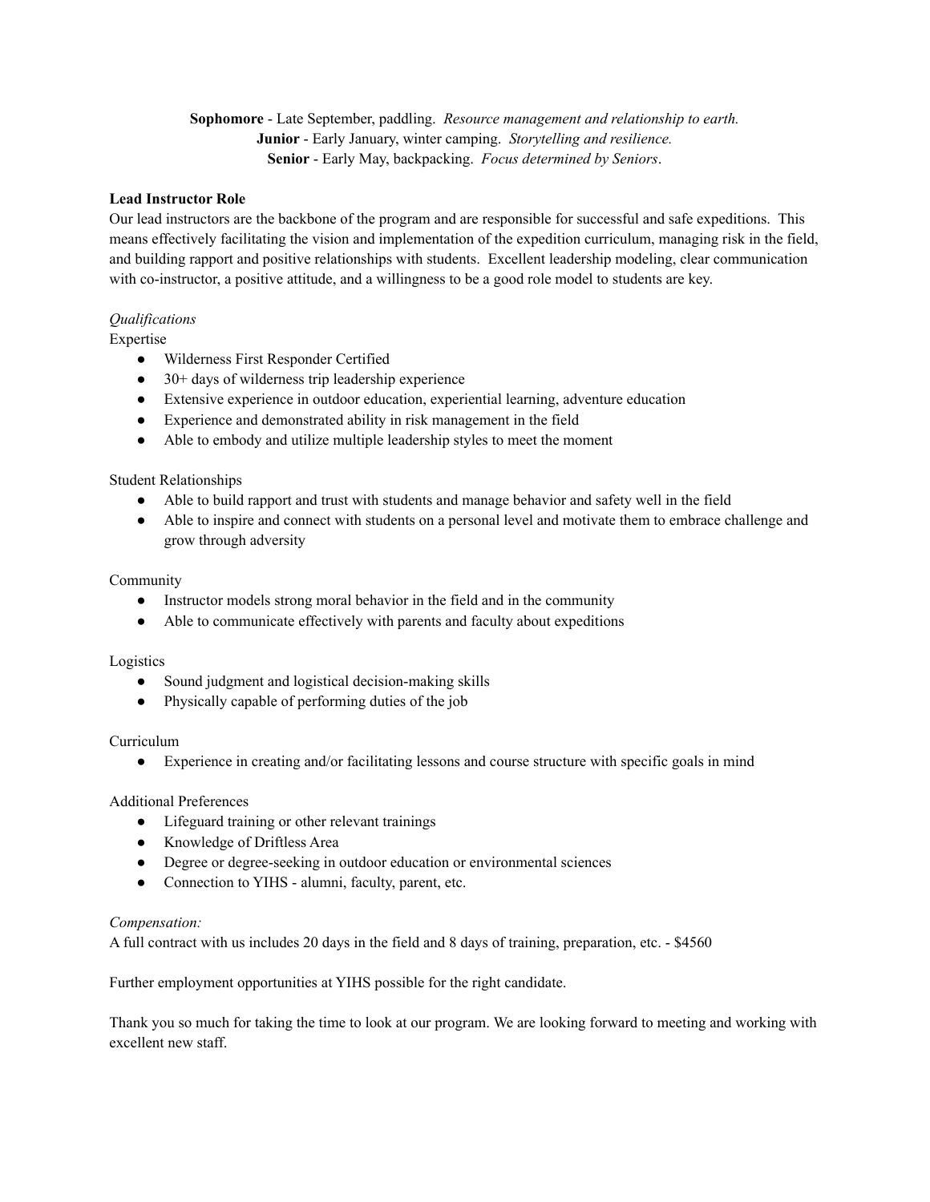**Sophomore** - Late September, paddling. *Resource management and relationship to earth.*
**Junior** - Early January, winter camping. *Storytelling and resilience.*
**Senior** - Early May, backpacking. *Focus determined by Seniors*.

**Lead Instructor Role**

Our lead instructors are the backbone of the program and are responsible for successful and safe expeditions. This means effectively facilitating the vision and implementation of the expedition curriculum, managing risk in the field, and building rapport and positive relationships with students. Excellent leadership modeling, clear communication with co-instructor, a positive attitude, and a willingness to be a good role model to students are key.

*Qualifications*

Expertise

- Wilderness First Responder Certified
- 30+ days of wilderness trip leadership experience
- Extensive experience in outdoor education, experiential learning, adventure education
- Experience and demonstrated ability in risk management in the field
- Able to embody and utilize multiple leadership styles to meet the moment

Student Relationships

- Able to build rapport and trust with students and manage behavior and safety well in the field
- Able to inspire and connect with students on a personal level and motivate them to embrace challenge and grow through adversity

Community

- Instructor models strong moral behavior in the field and in the community
- Able to communicate effectively with parents and faculty about expeditions

Logistics

- Sound judgment and logistical decision-making skills
- Physically capable of performing duties of the job

Curriculum

- Experience in creating and/or facilitating lessons and course structure with specific goals in mind

Additional Preferences

- Lifeguard training or other relevant trainings
- Knowledge of Driftless Area
- Degree or degree-seeking in outdoor education or environmental sciences
- Connection to YIHS - alumni, faculty, parent, etc.

*Compensation:*

A full contract with us includes 20 days in the field and 8 days of training, preparation, etc. - $4560

Further employment opportunities at YIHS possible for the right candidate.

Thank you so much for taking the time to look at our program. We are looking forward to meeting and working with excellent new staff.